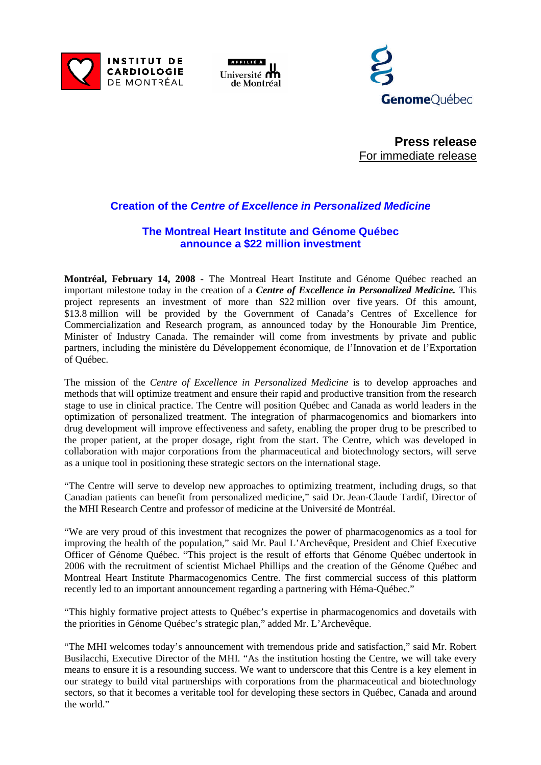INSTITUT DE CARDIOLOGIE DE MONTRÉAL

AFFILIÉ À Université de Montréal

GenomeQuébec

**Press release**
For immediate release

## Creation of the *Centre of Excellence in Personalized Medicine*

### The Montreal Heart Institute and Génome Québec announce a $22 million investment

**Montréal, February 14, 2008 -** The Montreal Heart Institute and Génome Québec reached an important milestone today in the creation of a ***Centre of Excellence in Personalized Medicine.*** This project represents an investment of more than $22 million over five years. Of this amount, $13.8 million will be provided by the Government of Canada's Centres of Excellence for Commercialization and Research program, as announced today by the Honourable Jim Prentice, Minister of Industry Canada. The remainder will come from investments by private and public partners, including the ministère du Développement économique, de l'Innovation et de l'Exportation of Québec.

The mission of the *Centre of Excellence in Personalized Medicine* is to develop approaches and methods that will optimize treatment and ensure their rapid and productive transition from the research stage to use in clinical practice. The Centre will position Québec and Canada as world leaders in the optimization of personalized treatment. The integration of pharmacogenomics and biomarkers into drug development will improve effectiveness and safety, enabling the proper drug to be prescribed to the proper patient, at the proper dosage, right from the start. The Centre, which was developed in collaboration with major corporations from the pharmaceutical and biotechnology sectors, will serve as a unique tool in positioning these strategic sectors on the international stage.

"The Centre will serve to develop new approaches to optimizing treatment, including drugs, so that Canadian patients can benefit from personalized medicine," said Dr. Jean-Claude Tardif, Director of the MHI Research Centre and professor of medicine at the Université de Montréal.

"We are very proud of this investment that recognizes the power of pharmacogenomics as a tool for improving the health of the population," said Mr. Paul L'Archevêque, President and Chief Executive Officer of Génome Québec. "This project is the result of efforts that Génome Québec undertook in 2006 with the recruitment of scientist Michael Phillips and the creation of the Génome Québec and Montreal Heart Institute Pharmacogenomics Centre. The first commercial success of this platform recently led to an important announcement regarding a partnering with Héma-Québec."

"This highly formative project attests to Québec's expertise in pharmacogenomics and dovetails with the priorities in Génome Québec's strategic plan," added Mr. L'Archevêque.

"The MHI welcomes today's announcement with tremendous pride and satisfaction," said Mr. Robert Busilacchi, Executive Director of the MHI. "As the institution hosting the Centre, we will take every means to ensure it is a resounding success. We want to underscore that this Centre is a key element in our strategy to build vital partnerships with corporations from the pharmaceutical and biotechnology sectors, so that it becomes a veritable tool for developing these sectors in Québec, Canada and around the world."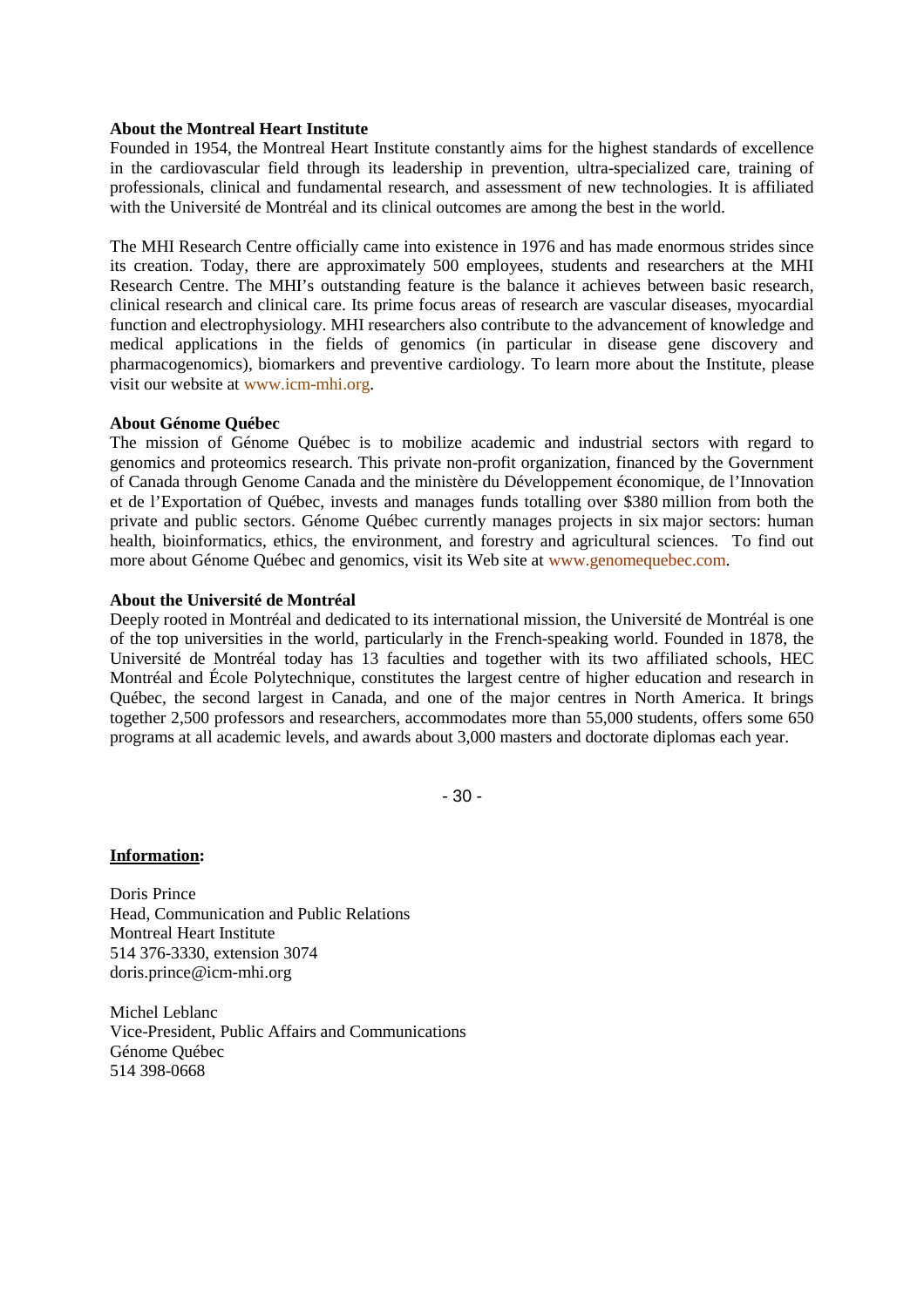**About the Montreal Heart Institute**

Founded in 1954, the Montreal Heart Institute constantly aims for the highest standards of excellence in the cardiovascular field through its leadership in prevention, ultra-specialized care, training of professionals, clinical and fundamental research, and assessment of new technologies. It is affiliated with the Université de Montréal and its clinical outcomes are among the best in the world.

The MHI Research Centre officially came into existence in 1976 and has made enormous strides since its creation. Today, there are approximately 500 employees, students and researchers at the MHI Research Centre. The MHI's outstanding feature is the balance it achieves between basic research, clinical research and clinical care. Its prime focus areas of research are vascular diseases, myocardial function and electrophysiology. MHI researchers also contribute to the advancement of knowledge and medical applications in the fields of genomics (in particular in disease gene discovery and pharmacogenomics), biomarkers and preventive cardiology. To learn more about the Institute, please visit our website at www.icm-mhi.org.

**About Génome Québec**

The mission of Génome Québec is to mobilize academic and industrial sectors with regard to genomics and proteomics research. This private non-profit organization, financed by the Government of Canada through Genome Canada and the ministère du Développement économique, de l'Innovation et de l'Exportation of Québec, invests and manages funds totalling over \$380 million from both the private and public sectors. Génome Québec currently manages projects in six major sectors: human health, bioinformatics, ethics, the environment, and forestry and agricultural sciences. To find out more about Génome Québec and genomics, visit its Web site at www.genomequebec.com.

**About the Université de Montréal**

Deeply rooted in Montréal and dedicated to its international mission, the Université de Montréal is one of the top universities in the world, particularly in the French-speaking world. Founded in 1878, the Université de Montréal today has 13 faculties and together with its two affiliated schools, HEC Montréal and École Polytechnique, constitutes the largest centre of higher education and research in Québec, the second largest in Canada, and one of the major centres in North America. It brings together 2,500 professors and researchers, accommodates more than 55,000 students, offers some 650 programs at all academic levels, and awards about 3,000 masters and doctorate diplomas each year.

- 30 -

**Information:**

Doris Prince
Head, Communication and Public Relations
Montreal Heart Institute
514 376-3330, extension 3074
doris.prince@icm-mhi.org

Michel Leblanc
Vice-President, Public Affairs and Communications
Génome Québec
514 398-0668